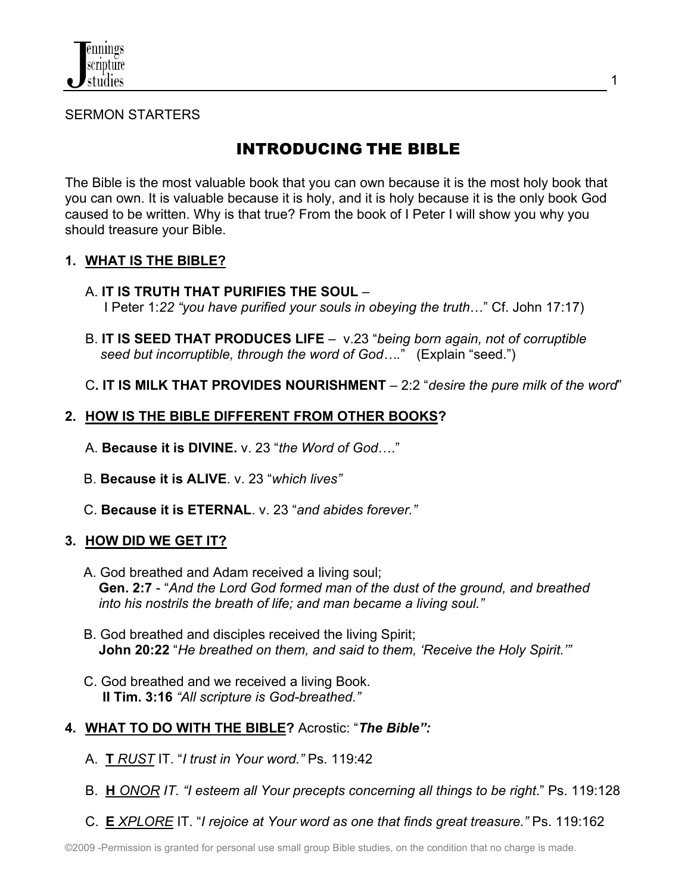SERMON STARTERS

# INTRODUCING THE BIBLE

The Bible is the most valuable book that you can own because it is the most holy book that you can own. It is valuable because it is holy, and it is holy because it is the only book God caused to be written. Why is that true? From the book of I Peter I will show you why you should treasure your Bible.

## 1. WHAT IS THE BIBLE?

A. **IT IS TRUTH THAT PURIFIES THE SOUL** – I Peter 1:*22 "you have purified your souls in obeying the truth*…" Cf. John 17:17)

B. **IT IS SEED THAT PRODUCES LIFE** – v.23 "*being born again, not of corruptible seed but incorruptible, through the word of God….*" (Explain "seed.")

C**. IT IS MILK THAT PROVIDES NOURISHMENT** – 2:2 "*desire the pure milk of the word*"

## 2. HOW IS THE BIBLE DIFFERENT FROM OTHER BOOKS?

A. **Because it is DIVINE.** v. 23 "*the Word of God*…."

B. **Because it is ALIVE**. v. 23 "*which lives"*

C. **Because it is ETERNAL**. v. 23 "*and abides forever."*

## 3. HOW DID WE GET IT?

A. God breathed and Adam received a living soul;
**Gen. 2:7** - "*And the Lord God formed man of the dust of the ground, and breathed into his nostrils the breath of life; and man became a living soul."*

B. God breathed and disciples received the living Spirit;
**John 20:22** "*He breathed on them, and said to them, 'Receive the Holy Spirit.'"*

C. God breathed and we received a living Book.
**II Tim. 3:16** *"All scripture is God-breathed."*

## 4. WHAT TO DO WITH THE BIBLE? Acrostic: "*The Bible":*

A. **T** *RUST* IT. "*I trust in Your word."* Ps. 119:42

B. **H** *ONOR IT. "I esteem all Your precepts concerning all things to be right*." Ps. 119:128

C. **E** *XPLORE* IT. "*I rejoice at Your word as one that finds great treasure."* Ps. 119:162

©2009 -Permission is granted for personal use small group Bible studies, on the condition that no charge is made.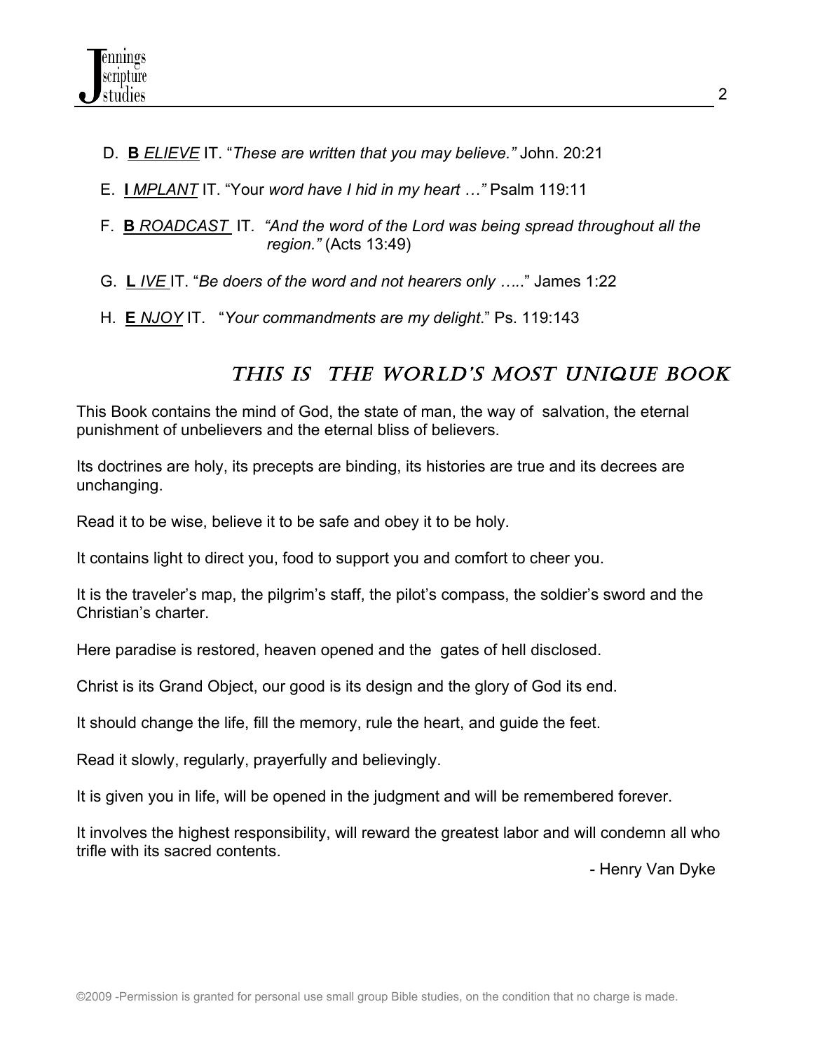D. **B** *ELIEVE* IT. "*These are written that you may believe.*" John. 20:21

E. **I** *MPLANT* IT. "Your *word have I hid in my heart …*" Psalm 119:11

F. **B** *ROADCAST* IT. *"And the word of the Lord was being spread throughout all the region."* (Acts 13:49)

G. **L** *IVE* IT. "*Be doers of the word and not hearers only …..*" James 1:22

H. **E** *NJOY* IT. "*Your commandments are my delight*." Ps. 119:143

## THIS IS THE WORLD'S MOST UNIQUE BOOK

This Book contains the mind of God, the state of man, the way of salvation, the eternal punishment of unbelievers and the eternal bliss of believers.

Its doctrines are holy, its precepts are binding, its histories are true and its decrees are unchanging.

Read it to be wise, believe it to be safe and obey it to be holy.

It contains light to direct you, food to support you and comfort to cheer you.

It is the traveler's map, the pilgrim's staff, the pilot's compass, the soldier's sword and the Christian's charter.

Here paradise is restored, heaven opened and the gates of hell disclosed.

Christ is its Grand Object, our good is its design and the glory of God its end.

It should change the life, fill the memory, rule the heart, and guide the feet.

Read it slowly, regularly, prayerfully and believingly.

It is given you in life, will be opened in the judgment and will be remembered forever.

It involves the highest responsibility, will reward the greatest labor and will condemn all who trifle with its sacred contents.

- Henry Van Dyke

©2009 -Permission is granted for personal use small group Bible studies, on the condition that no charge is made.